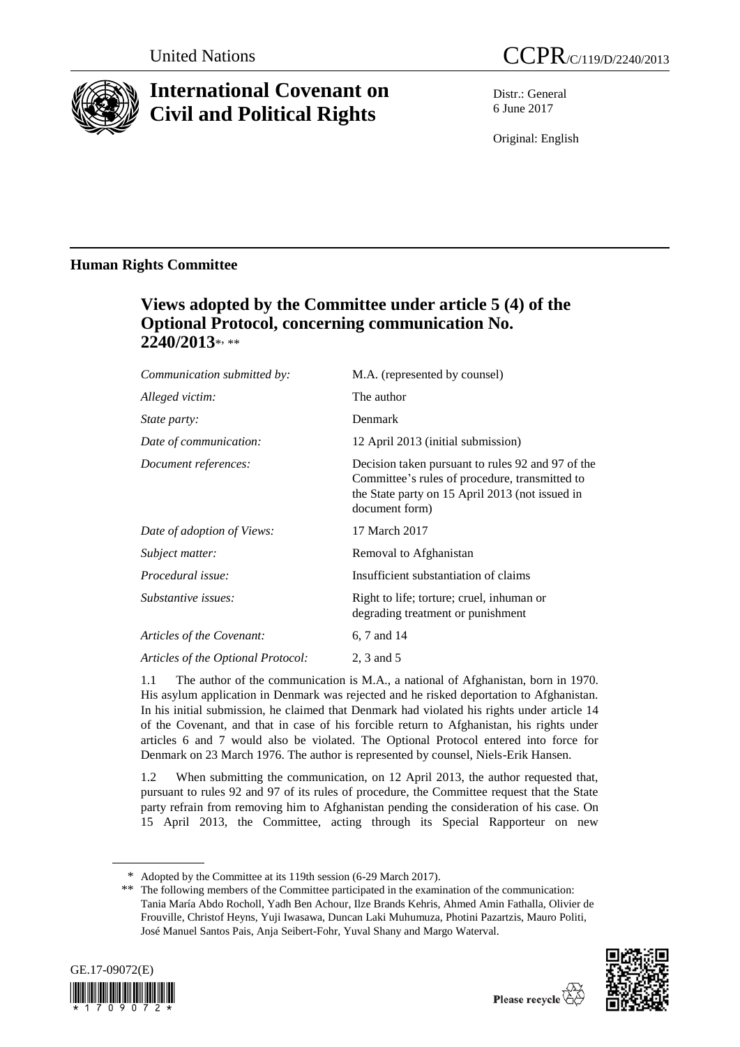United Nations CCPR/C/119/D/2240/2013

# International Covenant on Civil and Political Rights

Distr.: General
6 June 2017

Original: English

## Human Rights Committee

### Views adopted by the Committee under article 5 (4) of the Optional Protocol, concerning communication No. 2240/2013*, **

| | |
|---|---|
| *Communication submitted by:* | M.A. (represented by counsel) |
| *Alleged victim:* | The author |
| *State party:* | Denmark |
| *Date of communication:* | 12 April 2013 (initial submission) |
| *Document references:* | Decision taken pursuant to rules 92 and 97 of the Committee's rules of procedure, transmitted to the State party on 15 April 2013 (not issued in document form) |
| *Date of adoption of Views:* | 17 March 2017 |
| *Subject matter:* | Removal to Afghanistan |
| *Procedural issue:* | Insufficient substantiation of claims |
| *Substantive issues:* | Right to life; torture; cruel, inhuman or degrading treatment or punishment |
| *Articles of the Covenant:* | 6, 7 and 14 |
| *Articles of the Optional Protocol:* | 2, 3 and 5 |

1.1 The author of the communication is M.A., a national of Afghanistan, born in 1970. His asylum application in Denmark was rejected and he risked deportation to Afghanistan. In his initial submission, he claimed that Denmark had violated his rights under article 14 of the Covenant, and that in case of his forcible return to Afghanistan, his rights under articles 6 and 7 would also be violated. The Optional Protocol entered into force for Denmark on 23 March 1976. The author is represented by counsel, Niels-Erik Hansen.

1.2 When submitting the communication, on 12 April 2013, the author requested that, pursuant to rules 92 and 97 of its rules of procedure, the Committee request that the State party refrain from removing him to Afghanistan pending the consideration of his case. On 15 April 2013, the Committee, acting through its Special Rapporteur on new

\* Adopted by the Committee at its 119th session (6-29 March 2017).

\*\* The following members of the Committee participated in the examination of the communication: Tania María Abdo Rocholl, Yadh Ben Achour, Ilze Brands Kehris, Ahmed Amin Fathalla, Olivier de Frouville, Christof Heyns, Yuji Iwasawa, Duncan Laki Muhumuza, Photini Pazartzis, Mauro Politi, José Manuel Santos Pais, Anja Seibert-Fohr, Yuval Shany and Margo Waterval.

GE.17-09072(E)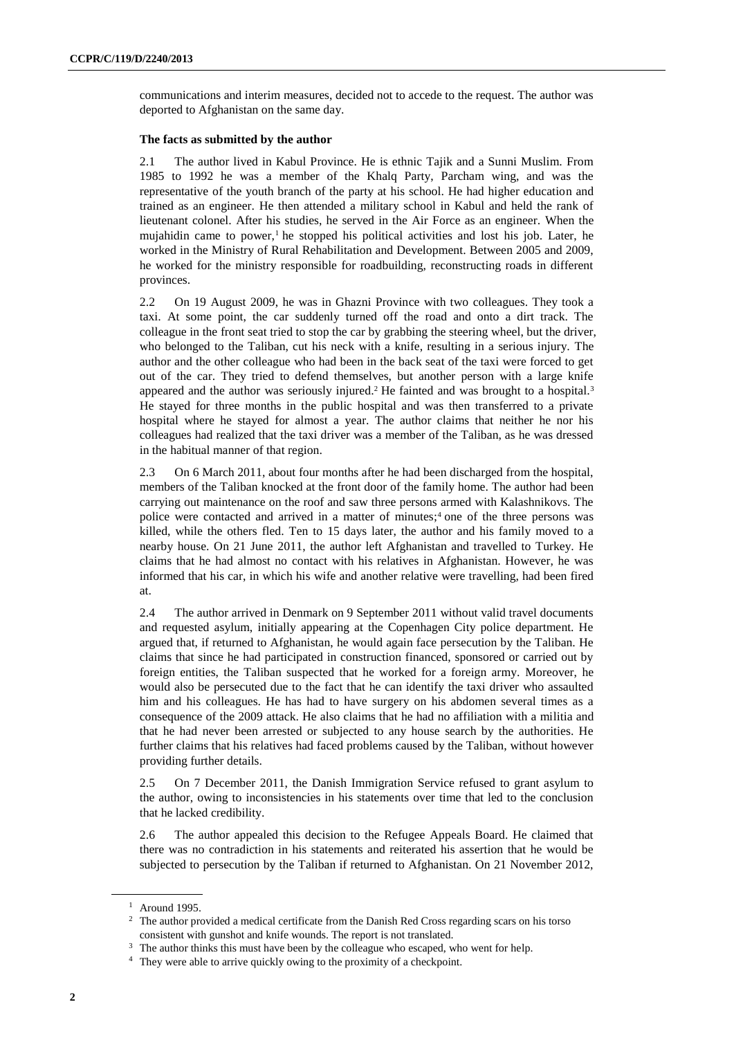communications and interim measures, decided not to accede to the request. The author was deported to Afghanistan on the same day.

**The facts as submitted by the author**

2.1 The author lived in Kabul Province. He is ethnic Tajik and a Sunni Muslim. From 1985 to 1992 he was a member of the Khalq Party, Parcham wing, and was the representative of the youth branch of the party at his school. He had higher education and trained as an engineer. He then attended a military school in Kabul and held the rank of lieutenant colonel. After his studies, he served in the Air Force as an engineer. When the mujahidin came to power,[1] he stopped his political activities and lost his job. Later, he worked in the Ministry of Rural Rehabilitation and Development. Between 2005 and 2009, he worked for the ministry responsible for roadbuilding, reconstructing roads in different provinces.

2.2 On 19 August 2009, he was in Ghazni Province with two colleagues. They took a taxi. At some point, the car suddenly turned off the road and onto a dirt track. The colleague in the front seat tried to stop the car by grabbing the steering wheel, but the driver, who belonged to the Taliban, cut his neck with a knife, resulting in a serious injury. The author and the other colleague who had been in the back seat of the taxi were forced to get out of the car. They tried to defend themselves, but another person with a large knife appeared and the author was seriously injured.[2] He fainted and was brought to a hospital.[3] He stayed for three months in the public hospital and was then transferred to a private hospital where he stayed for almost a year. The author claims that neither he nor his colleagues had realized that the taxi driver was a member of the Taliban, as he was dressed in the habitual manner of that region.

2.3 On 6 March 2011, about four months after he had been discharged from the hospital, members of the Taliban knocked at the front door of the family home. The author had been carrying out maintenance on the roof and saw three persons armed with Kalashnikovs. The police were contacted and arrived in a matter of minutes;[4] one of the three persons was killed, while the others fled. Ten to 15 days later, the author and his family moved to a nearby house. On 21 June 2011, the author left Afghanistan and travelled to Turkey. He claims that he had almost no contact with his relatives in Afghanistan. However, he was informed that his car, in which his wife and another relative were travelling, had been fired at.

2.4 The author arrived in Denmark on 9 September 2011 without valid travel documents and requested asylum, initially appearing at the Copenhagen City police department. He argued that, if returned to Afghanistan, he would again face persecution by the Taliban. He claims that since he had participated in construction financed, sponsored or carried out by foreign entities, the Taliban suspected that he worked for a foreign army. Moreover, he would also be persecuted due to the fact that he can identify the taxi driver who assaulted him and his colleagues. He has had to have surgery on his abdomen several times as a consequence of the 2009 attack. He also claims that he had no affiliation with a militia and that he had never been arrested or subjected to any house search by the authorities. He further claims that his relatives had faced problems caused by the Taliban, without however providing further details.

2.5 On 7 December 2011, the Danish Immigration Service refused to grant asylum to the author, owing to inconsistencies in his statements over time that led to the conclusion that he lacked credibility.

2.6 The author appealed this decision to the Refugee Appeals Board. He claimed that there was no contradiction in his statements and reiterated his assertion that he would be subjected to persecution by the Taliban if returned to Afghanistan. On 21 November 2012,

---

[1] Around 1995.

[2] The author provided a medical certificate from the Danish Red Cross regarding scars on his torso consistent with gunshot and knife wounds. The report is not translated.

[3] The author thinks this must have been by the colleague who escaped, who went for help.

[4] They were able to arrive quickly owing to the proximity of a checkpoint.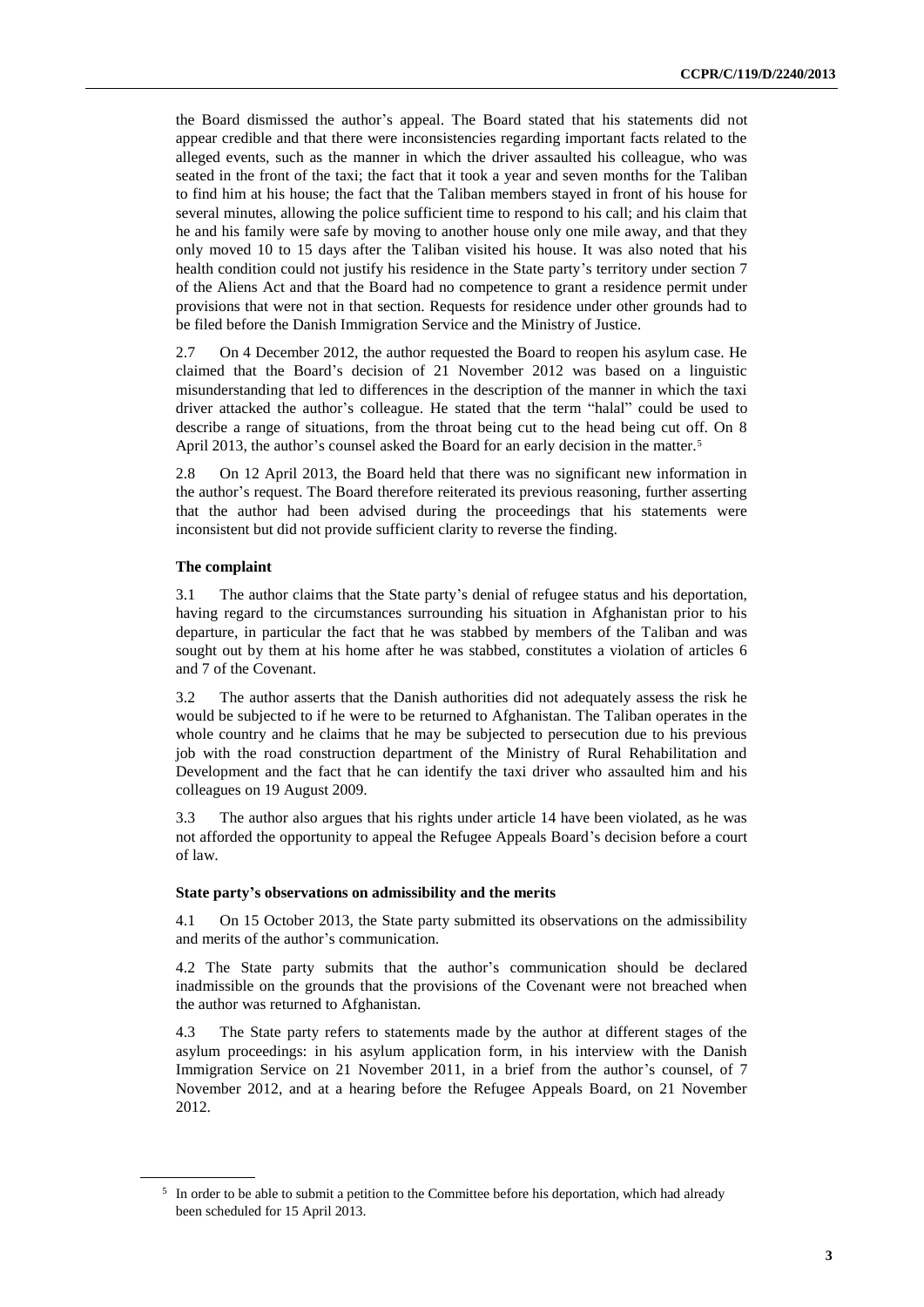the Board dismissed the author's appeal. The Board stated that his statements did not appear credible and that there were inconsistencies regarding important facts related to the alleged events, such as the manner in which the driver assaulted his colleague, who was seated in the front of the taxi; the fact that it took a year and seven months for the Taliban to find him at his house; the fact that the Taliban members stayed in front of his house for several minutes, allowing the police sufficient time to respond to his call; and his claim that he and his family were safe by moving to another house only one mile away, and that they only moved 10 to 15 days after the Taliban visited his house. It was also noted that his health condition could not justify his residence in the State party's territory under section 7 of the Aliens Act and that the Board had no competence to grant a residence permit under provisions that were not in that section. Requests for residence under other grounds had to be filed before the Danish Immigration Service and the Ministry of Justice.

2.7 On 4 December 2012, the author requested the Board to reopen his asylum case. He claimed that the Board's decision of 21 November 2012 was based on a linguistic misunderstanding that led to differences in the description of the manner in which the taxi driver attacked the author's colleague. He stated that the term "halal" could be used to describe a range of situations, from the throat being cut to the head being cut off. On 8 April 2013, the author's counsel asked the Board for an early decision in the matter.[5]

2.8 On 12 April 2013, the Board held that there was no significant new information in the author's request. The Board therefore reiterated its previous reasoning, further asserting that the author had been advised during the proceedings that his statements were inconsistent but did not provide sufficient clarity to reverse the finding.

### The complaint

3.1 The author claims that the State party's denial of refugee status and his deportation, having regard to the circumstances surrounding his situation in Afghanistan prior to his departure, in particular the fact that he was stabbed by members of the Taliban and was sought out by them at his home after he was stabbed, constitutes a violation of articles 6 and 7 of the Covenant.

3.2 The author asserts that the Danish authorities did not adequately assess the risk he would be subjected to if he were to be returned to Afghanistan. The Taliban operates in the whole country and he claims that he may be subjected to persecution due to his previous job with the road construction department of the Ministry of Rural Rehabilitation and Development and the fact that he can identify the taxi driver who assaulted him and his colleagues on 19 August 2009.

3.3 The author also argues that his rights under article 14 have been violated, as he was not afforded the opportunity to appeal the Refugee Appeals Board's decision before a court of law.

### State party's observations on admissibility and the merits

4.1 On 15 October 2013, the State party submitted its observations on the admissibility and merits of the author's communication.

4.2 The State party submits that the author's communication should be declared inadmissible on the grounds that the provisions of the Covenant were not breached when the author was returned to Afghanistan.

4.3 The State party refers to statements made by the author at different stages of the asylum proceedings: in his asylum application form, in his interview with the Danish Immigration Service on 21 November 2011, in a brief from the author's counsel, of 7 November 2012, and at a hearing before the Refugee Appeals Board, on 21 November 2012.

---

[5] In order to be able to submit a petition to the Committee before his deportation, which had already been scheduled for 15 April 2013.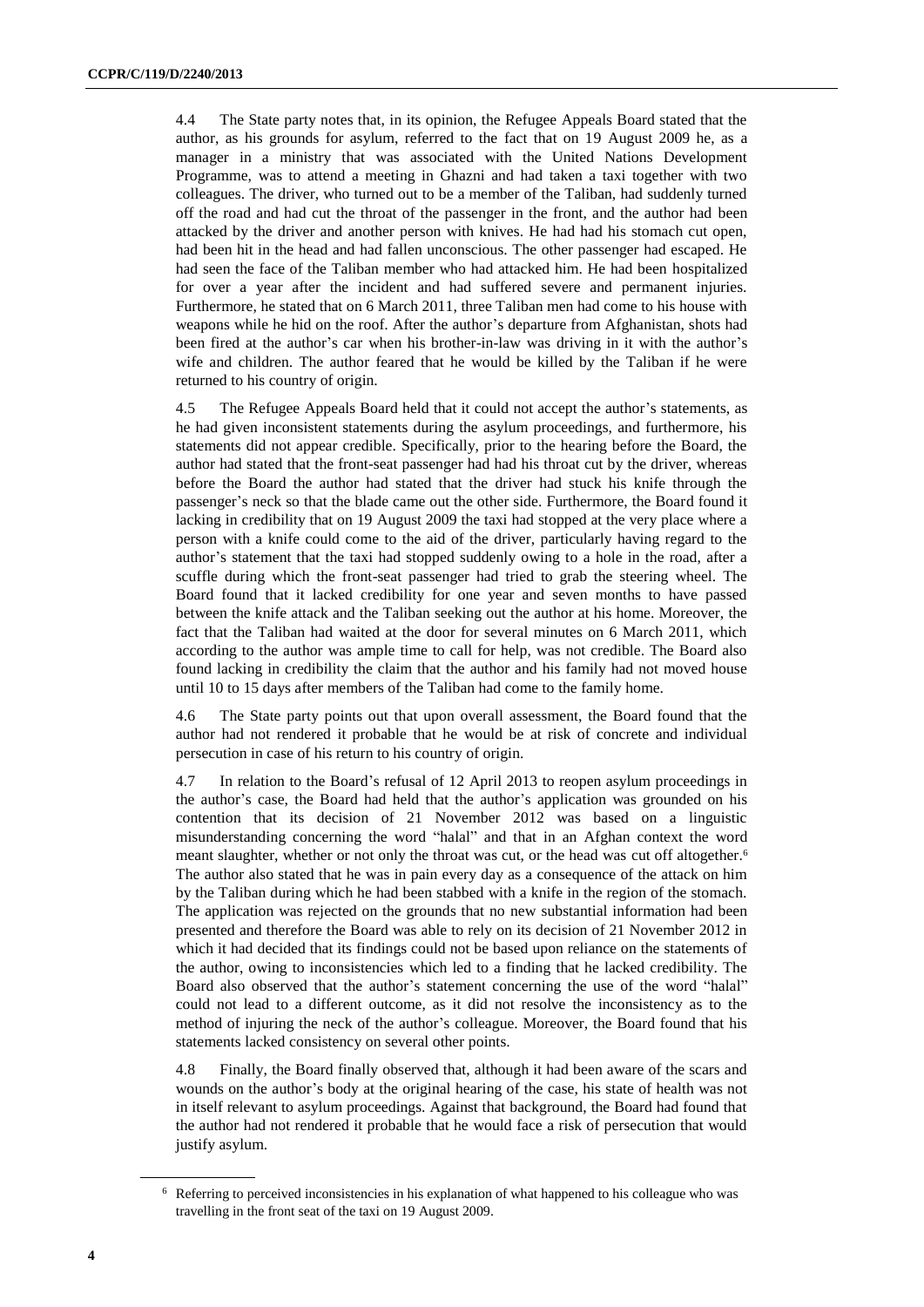4.4 The State party notes that, in its opinion, the Refugee Appeals Board stated that the author, as his grounds for asylum, referred to the fact that on 19 August 2009 he, as a manager in a ministry that was associated with the United Nations Development Programme, was to attend a meeting in Ghazni and had taken a taxi together with two colleagues. The driver, who turned out to be a member of the Taliban, had suddenly turned off the road and had cut the throat of the passenger in the front, and the author had been attacked by the driver and another person with knives. He had had his stomach cut open, had been hit in the head and had fallen unconscious. The other passenger had escaped. He had seen the face of the Taliban member who had attacked him. He had been hospitalized for over a year after the incident and had suffered severe and permanent injuries. Furthermore, he stated that on 6 March 2011, three Taliban men had come to his house with weapons while he hid on the roof. After the author's departure from Afghanistan, shots had been fired at the author's car when his brother-in-law was driving in it with the author's wife and children. The author feared that he would be killed by the Taliban if he were returned to his country of origin.

4.5 The Refugee Appeals Board held that it could not accept the author's statements, as he had given inconsistent statements during the asylum proceedings, and furthermore, his statements did not appear credible. Specifically, prior to the hearing before the Board, the author had stated that the front-seat passenger had had his throat cut by the driver, whereas before the Board the author had stated that the driver had stuck his knife through the passenger's neck so that the blade came out the other side. Furthermore, the Board found it lacking in credibility that on 19 August 2009 the taxi had stopped at the very place where a person with a knife could come to the aid of the driver, particularly having regard to the author's statement that the taxi had stopped suddenly owing to a hole in the road, after a scuffle during which the front-seat passenger had tried to grab the steering wheel. The Board found that it lacked credibility for one year and seven months to have passed between the knife attack and the Taliban seeking out the author at his home. Moreover, the fact that the Taliban had waited at the door for several minutes on 6 March 2011, which according to the author was ample time to call for help, was not credible. The Board also found lacking in credibility the claim that the author and his family had not moved house until 10 to 15 days after members of the Taliban had come to the family home.

4.6 The State party points out that upon overall assessment, the Board found that the author had not rendered it probable that he would be at risk of concrete and individual persecution in case of his return to his country of origin.

4.7 In relation to the Board's refusal of 12 April 2013 to reopen asylum proceedings in the author's case, the Board had held that the author's application was grounded on his contention that its decision of 21 November 2012 was based on a linguistic misunderstanding concerning the word "halal" and that in an Afghan context the word meant slaughter, whether or not only the throat was cut, or the head was cut off altogether.[6] The author also stated that he was in pain every day as a consequence of the attack on him by the Taliban during which he had been stabbed with a knife in the region of the stomach. The application was rejected on the grounds that no new substantial information had been presented and therefore the Board was able to rely on its decision of 21 November 2012 in which it had decided that its findings could not be based upon reliance on the statements of the author, owing to inconsistencies which led to a finding that he lacked credibility. The Board also observed that the author's statement concerning the use of the word "halal" could not lead to a different outcome, as it did not resolve the inconsistency as to the method of injuring the neck of the author's colleague. Moreover, the Board found that his statements lacked consistency on several other points.

4.8 Finally, the Board finally observed that, although it had been aware of the scars and wounds on the author's body at the original hearing of the case, his state of health was not in itself relevant to asylum proceedings. Against that background, the Board had found that the author had not rendered it probable that he would face a risk of persecution that would justify asylum.

[6] Referring to perceived inconsistencies in his explanation of what happened to his colleague who was travelling in the front seat of the taxi on 19 August 2009.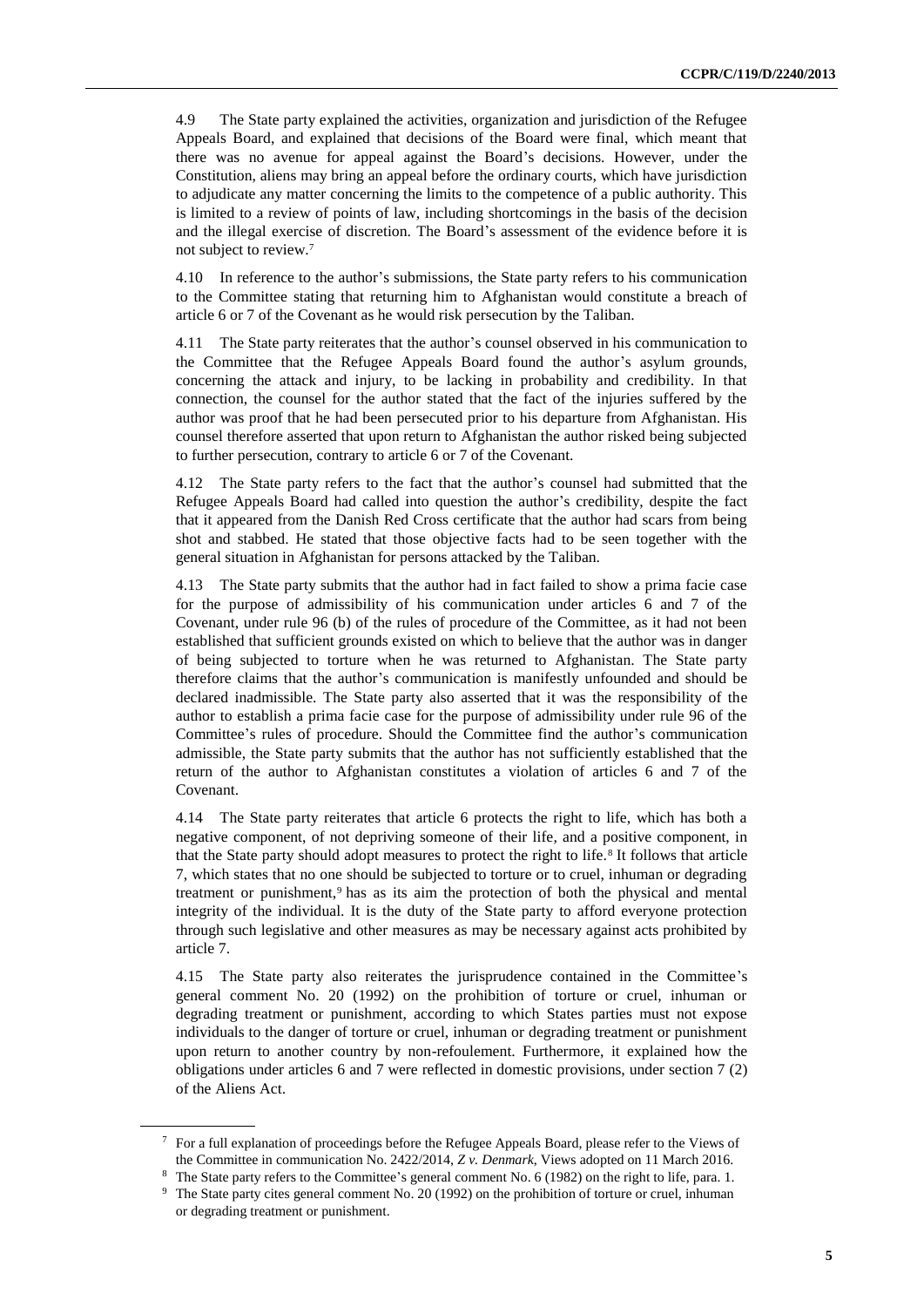4.9 The State party explained the activities, organization and jurisdiction of the Refugee Appeals Board, and explained that decisions of the Board were final, which meant that there was no avenue for appeal against the Board's decisions. However, under the Constitution, aliens may bring an appeal before the ordinary courts, which have jurisdiction to adjudicate any matter concerning the limits to the competence of a public authority. This is limited to a review of points of law, including shortcomings in the basis of the decision and the illegal exercise of discretion. The Board's assessment of the evidence before it is not subject to review.[7]

4.10 In reference to the author's submissions, the State party refers to his communication to the Committee stating that returning him to Afghanistan would constitute a breach of article 6 or 7 of the Covenant as he would risk persecution by the Taliban.

4.11 The State party reiterates that the author's counsel observed in his communication to the Committee that the Refugee Appeals Board found the author's asylum grounds, concerning the attack and injury, to be lacking in probability and credibility. In that connection, the counsel for the author stated that the fact of the injuries suffered by the author was proof that he had been persecuted prior to his departure from Afghanistan. His counsel therefore asserted that upon return to Afghanistan the author risked being subjected to further persecution, contrary to article 6 or 7 of the Covenant.

4.12 The State party refers to the fact that the author's counsel had submitted that the Refugee Appeals Board had called into question the author's credibility, despite the fact that it appeared from the Danish Red Cross certificate that the author had scars from being shot and stabbed. He stated that those objective facts had to be seen together with the general situation in Afghanistan for persons attacked by the Taliban.

4.13 The State party submits that the author had in fact failed to show a prima facie case for the purpose of admissibility of his communication under articles 6 and 7 of the Covenant, under rule 96 (b) of the rules of procedure of the Committee, as it had not been established that sufficient grounds existed on which to believe that the author was in danger of being subjected to torture when he was returned to Afghanistan. The State party therefore claims that the author's communication is manifestly unfounded and should be declared inadmissible. The State party also asserted that it was the responsibility of the author to establish a prima facie case for the purpose of admissibility under rule 96 of the Committee's rules of procedure. Should the Committee find the author's communication admissible, the State party submits that the author has not sufficiently established that the return of the author to Afghanistan constitutes a violation of articles 6 and 7 of the Covenant.

4.14 The State party reiterates that article 6 protects the right to life, which has both a negative component, of not depriving someone of their life, and a positive component, in that the State party should adopt measures to protect the right to life.[8] It follows that article 7, which states that no one should be subjected to torture or to cruel, inhuman or degrading treatment or punishment,[9] has as its aim the protection of both the physical and mental integrity of the individual. It is the duty of the State party to afford everyone protection through such legislative and other measures as may be necessary against acts prohibited by article 7.

4.15 The State party also reiterates the jurisprudence contained in the Committee's general comment No. 20 (1992) on the prohibition of torture or cruel, inhuman or degrading treatment or punishment, according to which States parties must not expose individuals to the danger of torture or cruel, inhuman or degrading treatment or punishment upon return to another country by non-refoulement. Furthermore, it explained how the obligations under articles 6 and 7 were reflected in domestic provisions, under section 7 (2) of the Aliens Act.

---

[7] For a full explanation of proceedings before the Refugee Appeals Board, please refer to the Views of the Committee in communication No. 2422/2014, *Z v. Denmark*, Views adopted on 11 March 2016.

[8] The State party refers to the Committee's general comment No. 6 (1982) on the right to life, para. 1.

[9] The State party cites general comment No. 20 (1992) on the prohibition of torture or cruel, inhuman or degrading treatment or punishment.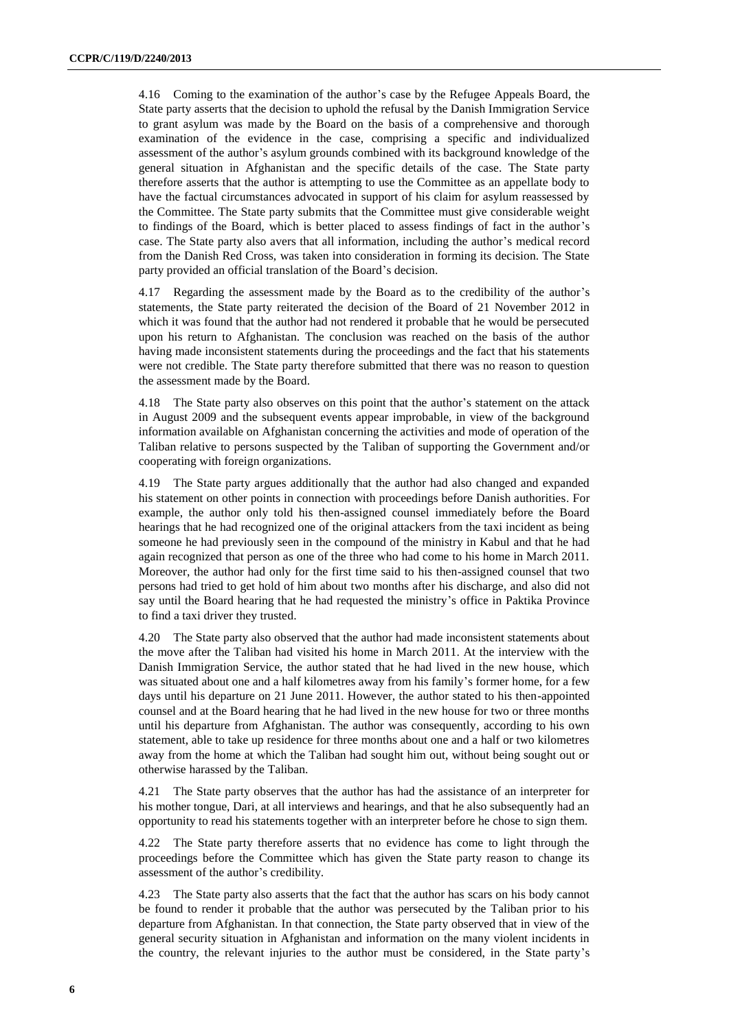4.16 Coming to the examination of the author's case by the Refugee Appeals Board, the State party asserts that the decision to uphold the refusal by the Danish Immigration Service to grant asylum was made by the Board on the basis of a comprehensive and thorough examination of the evidence in the case, comprising a specific and individualized assessment of the author's asylum grounds combined with its background knowledge of the general situation in Afghanistan and the specific details of the case. The State party therefore asserts that the author is attempting to use the Committee as an appellate body to have the factual circumstances advocated in support of his claim for asylum reassessed by the Committee. The State party submits that the Committee must give considerable weight to findings of the Board, which is better placed to assess findings of fact in the author's case. The State party also avers that all information, including the author's medical record from the Danish Red Cross, was taken into consideration in forming its decision. The State party provided an official translation of the Board's decision.

4.17 Regarding the assessment made by the Board as to the credibility of the author's statements, the State party reiterated the decision of the Board of 21 November 2012 in which it was found that the author had not rendered it probable that he would be persecuted upon his return to Afghanistan. The conclusion was reached on the basis of the author having made inconsistent statements during the proceedings and the fact that his statements were not credible. The State party therefore submitted that there was no reason to question the assessment made by the Board.

4.18 The State party also observes on this point that the author's statement on the attack in August 2009 and the subsequent events appear improbable, in view of the background information available on Afghanistan concerning the activities and mode of operation of the Taliban relative to persons suspected by the Taliban of supporting the Government and/or cooperating with foreign organizations.

4.19 The State party argues additionally that the author had also changed and expanded his statement on other points in connection with proceedings before Danish authorities. For example, the author only told his then-assigned counsel immediately before the Board hearings that he had recognized one of the original attackers from the taxi incident as being someone he had previously seen in the compound of the ministry in Kabul and that he had again recognized that person as one of the three who had come to his home in March 2011. Moreover, the author had only for the first time said to his then-assigned counsel that two persons had tried to get hold of him about two months after his discharge, and also did not say until the Board hearing that he had requested the ministry's office in Paktika Province to find a taxi driver they trusted.

4.20 The State party also observed that the author had made inconsistent statements about the move after the Taliban had visited his home in March 2011. At the interview with the Danish Immigration Service, the author stated that he had lived in the new house, which was situated about one and a half kilometres away from his family's former home, for a few days until his departure on 21 June 2011. However, the author stated to his then-appointed counsel and at the Board hearing that he had lived in the new house for two or three months until his departure from Afghanistan. The author was consequently, according to his own statement, able to take up residence for three months about one and a half or two kilometres away from the home at which the Taliban had sought him out, without being sought out or otherwise harassed by the Taliban.

4.21 The State party observes that the author has had the assistance of an interpreter for his mother tongue, Dari, at all interviews and hearings, and that he also subsequently had an opportunity to read his statements together with an interpreter before he chose to sign them.

4.22 The State party therefore asserts that no evidence has come to light through the proceedings before the Committee which has given the State party reason to change its assessment of the author's credibility.

4.23 The State party also asserts that the fact that the author has scars on his body cannot be found to render it probable that the author was persecuted by the Taliban prior to his departure from Afghanistan. In that connection, the State party observed that in view of the general security situation in Afghanistan and information on the many violent incidents in the country, the relevant injuries to the author must be considered, in the State party's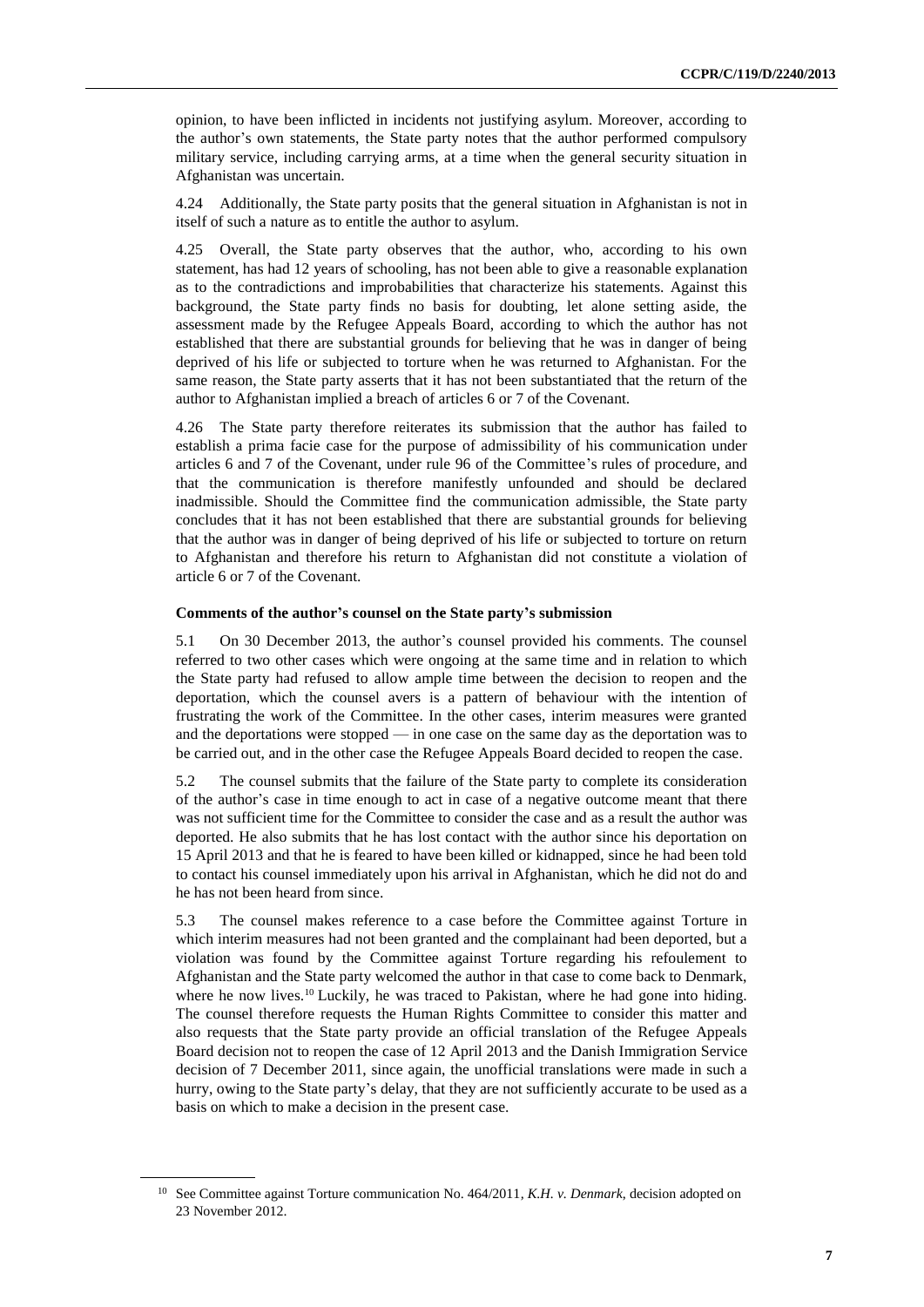opinion, to have been inflicted in incidents not justifying asylum. Moreover, according to the author's own statements, the State party notes that the author performed compulsory military service, including carrying arms, at a time when the general security situation in Afghanistan was uncertain.

4.24 Additionally, the State party posits that the general situation in Afghanistan is not in itself of such a nature as to entitle the author to asylum.

4.25 Overall, the State party observes that the author, who, according to his own statement, has had 12 years of schooling, has not been able to give a reasonable explanation as to the contradictions and improbabilities that characterize his statements. Against this background, the State party finds no basis for doubting, let alone setting aside, the assessment made by the Refugee Appeals Board, according to which the author has not established that there are substantial grounds for believing that he was in danger of being deprived of his life or subjected to torture when he was returned to Afghanistan. For the same reason, the State party asserts that it has not been substantiated that the return of the author to Afghanistan implied a breach of articles 6 or 7 of the Covenant.

4.26 The State party therefore reiterates its submission that the author has failed to establish a prima facie case for the purpose of admissibility of his communication under articles 6 and 7 of the Covenant, under rule 96 of the Committee's rules of procedure, and that the communication is therefore manifestly unfounded and should be declared inadmissible. Should the Committee find the communication admissible, the State party concludes that it has not been established that there are substantial grounds for believing that the author was in danger of being deprived of his life or subjected to torture on return to Afghanistan and therefore his return to Afghanistan did not constitute a violation of article 6 or 7 of the Covenant.

**Comments of the author's counsel on the State party's submission**

5.1 On 30 December 2013, the author's counsel provided his comments. The counsel referred to two other cases which were ongoing at the same time and in relation to which the State party had refused to allow ample time between the decision to reopen and the deportation, which the counsel avers is a pattern of behaviour with the intention of frustrating the work of the Committee. In the other cases, interim measures were granted and the deportations were stopped — in one case on the same day as the deportation was to be carried out, and in the other case the Refugee Appeals Board decided to reopen the case.

5.2 The counsel submits that the failure of the State party to complete its consideration of the author's case in time enough to act in case of a negative outcome meant that there was not sufficient time for the Committee to consider the case and as a result the author was deported. He also submits that he has lost contact with the author since his deportation on 15 April 2013 and that he is feared to have been killed or kidnapped, since he had been told to contact his counsel immediately upon his arrival in Afghanistan, which he did not do and he has not been heard from since.

5.3 The counsel makes reference to a case before the Committee against Torture in which interim measures had not been granted and the complainant had been deported, but a violation was found by the Committee against Torture regarding his refoulement to Afghanistan and the State party welcomed the author in that case to come back to Denmark, where he now lives.[10] Luckily, he was traced to Pakistan, where he had gone into hiding. The counsel therefore requests the Human Rights Committee to consider this matter and also requests that the State party provide an official translation of the Refugee Appeals Board decision not to reopen the case of 12 April 2013 and the Danish Immigration Service decision of 7 December 2011, since again, the unofficial translations were made in such a hurry, owing to the State party's delay, that they are not sufficiently accurate to be used as a basis on which to make a decision in the present case.

[10] See Committee against Torture communication No. 464/2011, *K.H. v. Denmark*, decision adopted on 23 November 2012.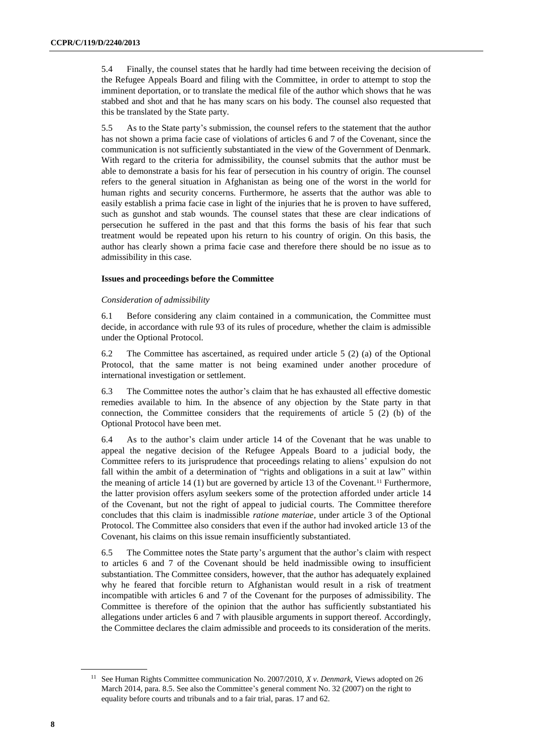5.4 Finally, the counsel states that he hardly had time between receiving the decision of the Refugee Appeals Board and filing with the Committee, in order to attempt to stop the imminent deportation, or to translate the medical file of the author which shows that he was stabbed and shot and that he has many scars on his body. The counsel also requested that this be translated by the State party.

5.5 As to the State party's submission, the counsel refers to the statement that the author has not shown a prima facie case of violations of articles 6 and 7 of the Covenant, since the communication is not sufficiently substantiated in the view of the Government of Denmark. With regard to the criteria for admissibility, the counsel submits that the author must be able to demonstrate a basis for his fear of persecution in his country of origin. The counsel refers to the general situation in Afghanistan as being one of the worst in the world for human rights and security concerns. Furthermore, he asserts that the author was able to easily establish a prima facie case in light of the injuries that he is proven to have suffered, such as gunshot and stab wounds. The counsel states that these are clear indications of persecution he suffered in the past and that this forms the basis of his fear that such treatment would be repeated upon his return to his country of origin. On this basis, the author has clearly shown a prima facie case and therefore there should be no issue as to admissibility in this case.

### Issues and proceedings before the Committee

*Consideration of admissibility*

6.1 Before considering any claim contained in a communication, the Committee must decide, in accordance with rule 93 of its rules of procedure, whether the claim is admissible under the Optional Protocol.

6.2 The Committee has ascertained, as required under article 5 (2) (a) of the Optional Protocol, that the same matter is not being examined under another procedure of international investigation or settlement.

6.3 The Committee notes the author's claim that he has exhausted all effective domestic remedies available to him. In the absence of any objection by the State party in that connection, the Committee considers that the requirements of article 5 (2) (b) of the Optional Protocol have been met.

6.4 As to the author's claim under article 14 of the Covenant that he was unable to appeal the negative decision of the Refugee Appeals Board to a judicial body, the Committee refers to its jurisprudence that proceedings relating to aliens' expulsion do not fall within the ambit of a determination of "rights and obligations in a suit at law" within the meaning of article 14 (1) but are governed by article 13 of the Covenant.[11] Furthermore, the latter provision offers asylum seekers some of the protection afforded under article 14 of the Covenant, but not the right of appeal to judicial courts. The Committee therefore concludes that this claim is inadmissible *ratione materiae*, under article 3 of the Optional Protocol. The Committee also considers that even if the author had invoked article 13 of the Covenant, his claims on this issue remain insufficiently substantiated.

6.5 The Committee notes the State party's argument that the author's claim with respect to articles 6 and 7 of the Covenant should be held inadmissible owing to insufficient substantiation. The Committee considers, however, that the author has adequately explained why he feared that forcible return to Afghanistan would result in a risk of treatment incompatible with articles 6 and 7 of the Covenant for the purposes of admissibility. The Committee is therefore of the opinion that the author has sufficiently substantiated his allegations under articles 6 and 7 with plausible arguments in support thereof. Accordingly, the Committee declares the claim admissible and proceeds to its consideration of the merits.

---

[11] See Human Rights Committee communication No. 2007/2010, *X v. Denmark*, Views adopted on 26 March 2014, para. 8.5. See also the Committee's general comment No. 32 (2007) on the right to equality before courts and tribunals and to a fair trial, paras. 17 and 62.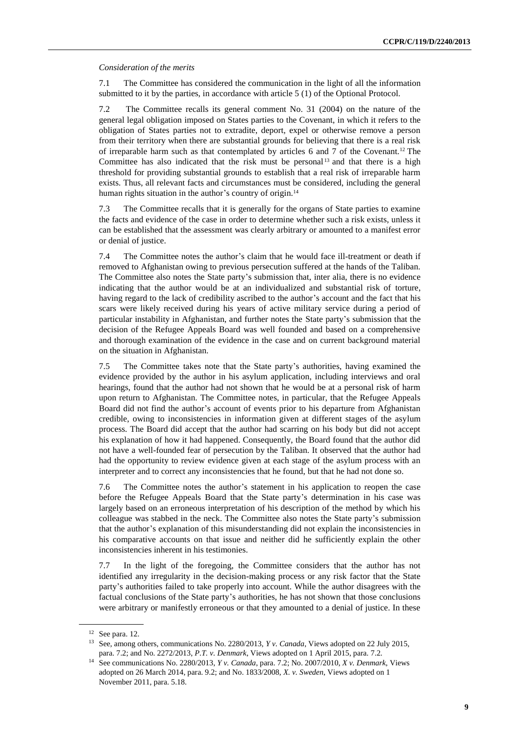*Consideration of the merits*

7.1 The Committee has considered the communication in the light of all the information submitted to it by the parties, in accordance with article 5 (1) of the Optional Protocol.

7.2 The Committee recalls its general comment No. 31 (2004) on the nature of the general legal obligation imposed on States parties to the Covenant, in which it refers to the obligation of States parties not to extradite, deport, expel or otherwise remove a person from their territory when there are substantial grounds for believing that there is a real risk of irreparable harm such as that contemplated by articles 6 and 7 of the Covenant.[12] The Committee has also indicated that the risk must be personal[13] and that there is a high threshold for providing substantial grounds to establish that a real risk of irreparable harm exists. Thus, all relevant facts and circumstances must be considered, including the general human rights situation in the author's country of origin.[14]

7.3 The Committee recalls that it is generally for the organs of State parties to examine the facts and evidence of the case in order to determine whether such a risk exists, unless it can be established that the assessment was clearly arbitrary or amounted to a manifest error or denial of justice.

7.4 The Committee notes the author's claim that he would face ill-treatment or death if removed to Afghanistan owing to previous persecution suffered at the hands of the Taliban. The Committee also notes the State party's submission that, inter alia, there is no evidence indicating that the author would be at an individualized and substantial risk of torture, having regard to the lack of credibility ascribed to the author's account and the fact that his scars were likely received during his years of active military service during a period of particular instability in Afghanistan, and further notes the State party's submission that the decision of the Refugee Appeals Board was well founded and based on a comprehensive and thorough examination of the evidence in the case and on current background material on the situation in Afghanistan.

7.5 The Committee takes note that the State party's authorities, having examined the evidence provided by the author in his asylum application, including interviews and oral hearings, found that the author had not shown that he would be at a personal risk of harm upon return to Afghanistan. The Committee notes, in particular, that the Refugee Appeals Board did not find the author's account of events prior to his departure from Afghanistan credible, owing to inconsistencies in information given at different stages of the asylum process. The Board did accept that the author had scarring on his body but did not accept his explanation of how it had happened. Consequently, the Board found that the author did not have a well-founded fear of persecution by the Taliban. It observed that the author had had the opportunity to review evidence given at each stage of the asylum process with an interpreter and to correct any inconsistencies that he found, but that he had not done so.

7.6 The Committee notes the author's statement in his application to reopen the case before the Refugee Appeals Board that the State party's determination in his case was largely based on an erroneous interpretation of his description of the method by which his colleague was stabbed in the neck. The Committee also notes the State party's submission that the author's explanation of this misunderstanding did not explain the inconsistencies in his comparative accounts on that issue and neither did he sufficiently explain the other inconsistencies inherent in his testimonies.

7.7 In the light of the foregoing, the Committee considers that the author has not identified any irregularity in the decision-making process or any risk factor that the State party's authorities failed to take properly into account. While the author disagrees with the factual conclusions of the State party's authorities, he has not shown that those conclusions were arbitrary or manifestly erroneous or that they amounted to a denial of justice. In these

---

[12] See para. 12.

[13] See, among others, communications No. 2280/2013, *Y v. Canada*, Views adopted on 22 July 2015, para. 7.2; and No. 2272/2013, *P.T. v. Denmark*, Views adopted on 1 April 2015, para. 7.2.

[14] See communications No. 2280/2013, *Y v. Canada*, para. 7.2; No. 2007/2010, *X v. Denmark*, Views adopted on 26 March 2014, para. 9.2; and No. 1833/2008, *X. v. Sweden*, Views adopted on 1 November 2011, para. 5.18.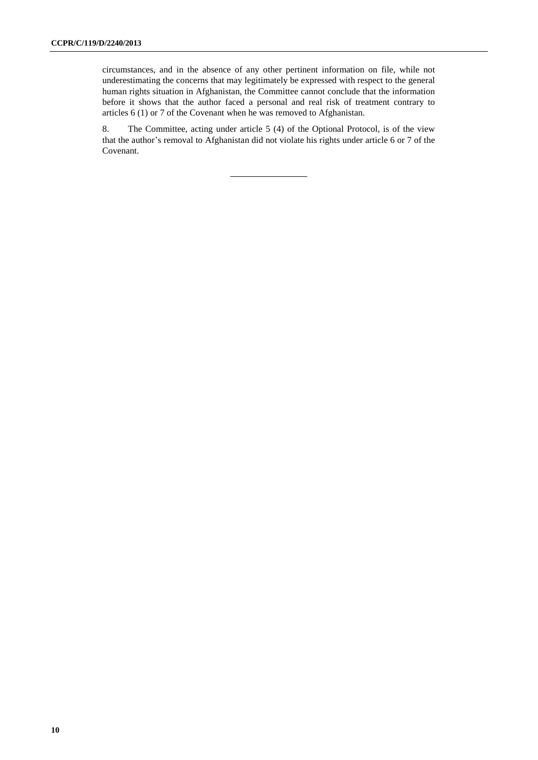circumstances, and in the absence of any other pertinent information on file, while not underestimating the concerns that may legitimately be expressed with respect to the general human rights situation in Afghanistan, the Committee cannot conclude that the information before it shows that the author faced a personal and real risk of treatment contrary to articles 6 (1) or 7 of the Covenant when he was removed to Afghanistan.

8. The Committee, acting under article 5 (4) of the Optional Protocol, is of the view that the author's removal to Afghanistan did not violate his rights under article 6 or 7 of the Covenant.